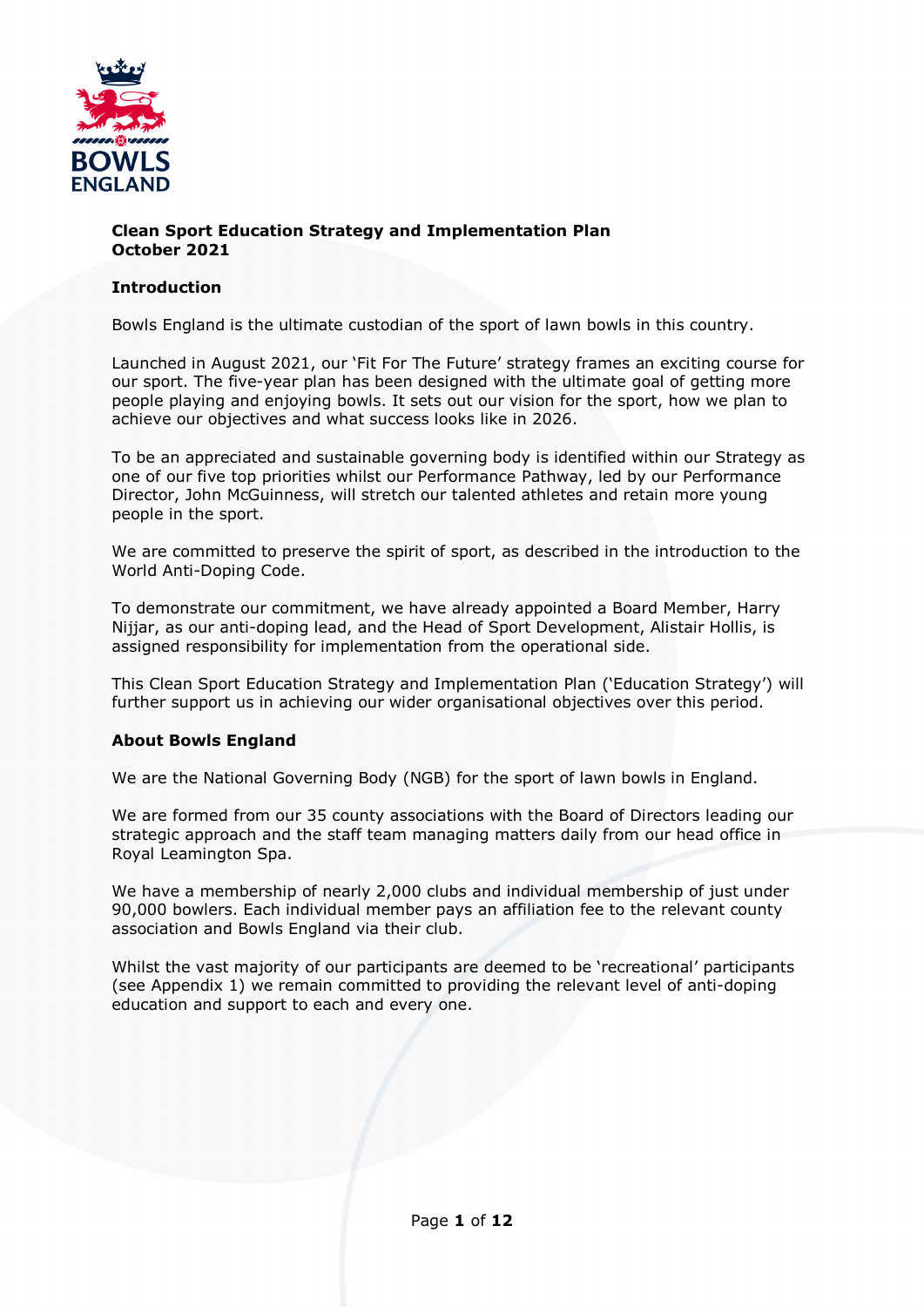# Clean Sport Education Strategy and Implementation Plan
**October 2021**

## Introduction

Bowls England is the ultimate custodian of the sport of lawn bowls in this country.

Launched in August 2021, our 'Fit For The Future' strategy frames an exciting course for our sport. The five-year plan has been designed with the ultimate goal of getting more people playing and enjoying bowls. It sets out our vision for the sport, how we plan to achieve our objectives and what success looks like in 2026.

To be an appreciated and sustainable governing body is identified within our Strategy as one of our five top priorities whilst our Performance Pathway, led by our Performance Director, John McGuinness, will stretch our talented athletes and retain more young people in the sport.

We are committed to preserve the spirit of sport, as described in the introduction to the World Anti-Doping Code.

To demonstrate our commitment, we have already appointed a Board Member, Harry Nijjar, as our anti-doping lead, and the Head of Sport Development, Alistair Hollis, is assigned responsibility for implementation from the operational side.

This Clean Sport Education Strategy and Implementation Plan ('Education Strategy') will further support us in achieving our wider organisational objectives over this period.

## About Bowls England

We are the National Governing Body (NGB) for the sport of lawn bowls in England.

We are formed from our 35 county associations with the Board of Directors leading our strategic approach and the staff team managing matters daily from our head office in Royal Leamington Spa.

We have a membership of nearly 2,000 clubs and individual membership of just under 90,000 bowlers. Each individual member pays an affiliation fee to the relevant county association and Bowls England via their club.

Whilst the vast majority of our participants are deemed to be 'recreational' participants (see Appendix 1) we remain committed to providing the relevant level of anti-doping education and support to each and every one.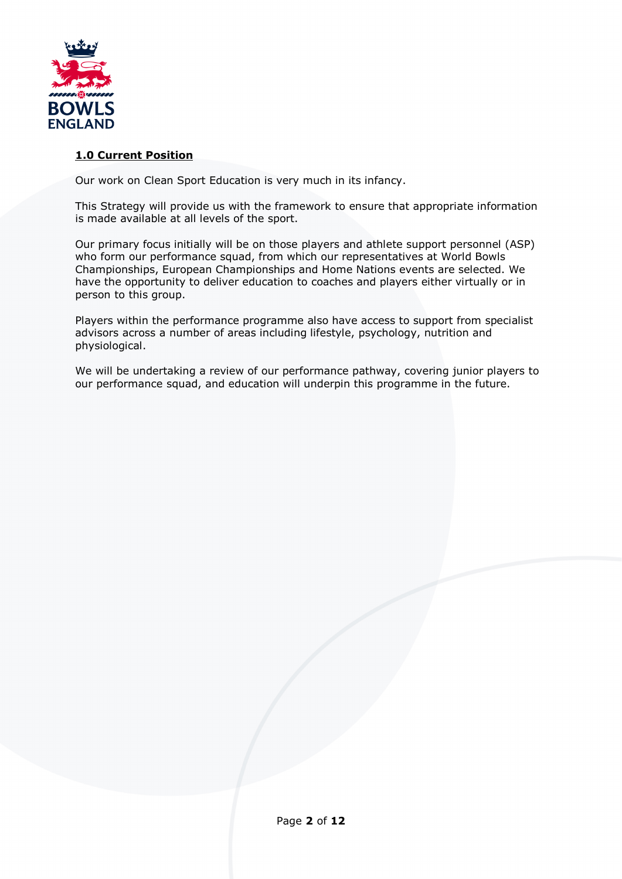## **1.0 Current Position**

Our work on Clean Sport Education is very much in its infancy.

This Strategy will provide us with the framework to ensure that appropriate information is made available at all levels of the sport.

Our primary focus initially will be on those players and athlete support personnel (ASP) who form our performance squad, from which our representatives at World Bowls Championships, European Championships and Home Nations events are selected. We have the opportunity to deliver education to coaches and players either virtually or in person to this group.

Players within the performance programme also have access to support from specialist advisors across a number of areas including lifestyle, psychology, nutrition and physiological.

We will be undertaking a review of our performance pathway, covering junior players to our performance squad, and education will underpin this programme in the future.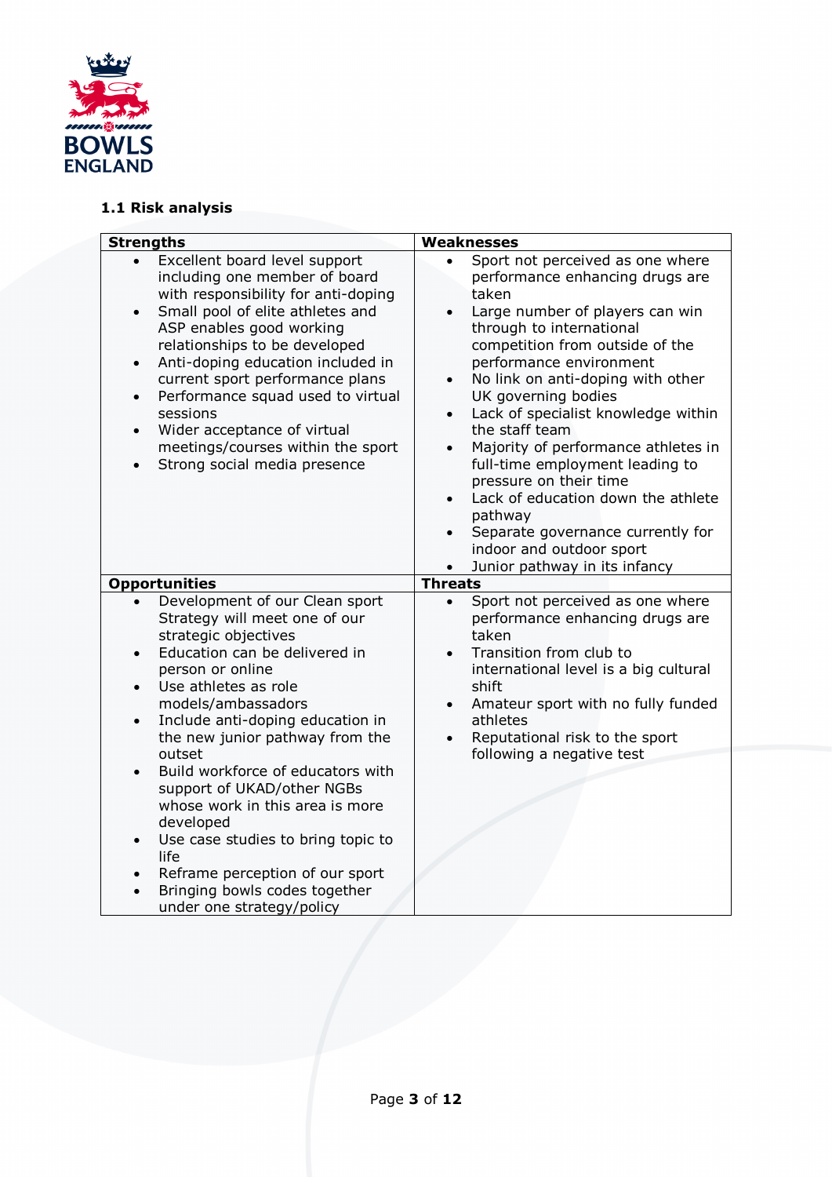### 1.1 Risk analysis

| Strengths | Weaknesses |
|---|---|
| • Excellent board level support including one member of board with responsibility for anti-doping<br>• Small pool of elite athletes and ASP enables good working relationships to be developed<br>• Anti-doping education included in current sport performance plans<br>• Performance squad used to virtual sessions<br>• Wider acceptance of virtual meetings/courses within the sport<br>• Strong social media presence | • Sport not perceived as one where performance enhancing drugs are taken<br>• Large number of players can win through to international competition from outside of the performance environment<br>• No link on anti-doping with other UK governing bodies<br>• Lack of specialist knowledge within the staff team<br>• Majority of performance athletes in full-time employment leading to pressure on their time<br>• Lack of education down the athlete pathway<br>• Separate governance currently for indoor and outdoor sport<br>• Junior pathway in its infancy |
| **Opportunities** | **Threats** |
| • Development of our Clean sport Strategy will meet one of our strategic objectives<br>• Education can be delivered in person or online<br>• Use athletes as role models/ambassadors<br>• Include anti-doping education in the new junior pathway from the outset<br>• Build workforce of educators with support of UKAD/other NGBs whose work in this area is more developed<br>• Use case studies to bring topic to life<br>• Reframe perception of our sport<br>• Bringing bowls codes together under one strategy/policy | • Sport not perceived as one where performance enhancing drugs are taken<br>• Transition from club to international level is a big cultural shift<br>• Amateur sport with no fully funded athletes<br>• Reputational risk to the sport following a negative test |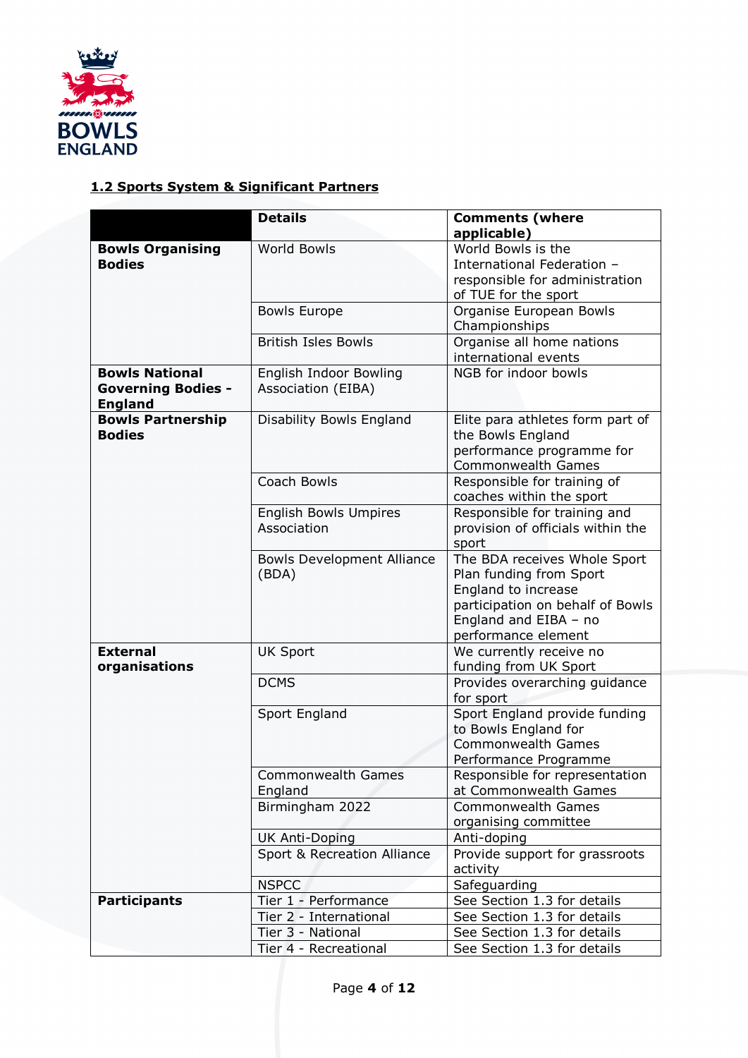## 1.2 Sports System & Significant Partners

| | Details | Comments (where applicable) |
|---|---|---|
| **Bowls Organising Bodies** | World Bowls | World Bowls is the International Federation – responsible for administration of TUE for the sport |
| | Bowls Europe | Organise European Bowls Championships |
| | British Isles Bowls | Organise all home nations international events |
| **Bowls National Governing Bodies - England** | English Indoor Bowling Association (EIBA) | NGB for indoor bowls |
| **Bowls Partnership Bodies** | Disability Bowls England | Elite para athletes form part of the Bowls England performance programme for Commonwealth Games |
| | Coach Bowls | Responsible for training of coaches within the sport |
| | English Bowls Umpires Association | Responsible for training and provision of officials within the sport |
| | Bowls Development Alliance (BDA) | The BDA receives Whole Sport Plan funding from Sport England to increase participation on behalf of Bowls England and EIBA – no performance element |
| **External organisations** | UK Sport | We currently receive no funding from UK Sport |
| | DCMS | Provides overarching guidance for sport |
| | Sport England | Sport England provide funding to Bowls England for Commonwealth Games Performance Programme |
| | Commonwealth Games England | Responsible for representation at Commonwealth Games |
| | Birmingham 2022 | Commonwealth Games organising committee |
| | UK Anti-Doping | Anti-doping |
| | Sport & Recreation Alliance | Provide support for grassroots activity |
| | NSPCC | Safeguarding |
| **Participants** | Tier 1 - Performance | See Section 1.3 for details |
| | Tier 2 - International | See Section 1.3 for details |
| | Tier 3 - National | See Section 1.3 for details |
| | Tier 4 - Recreational | See Section 1.3 for details |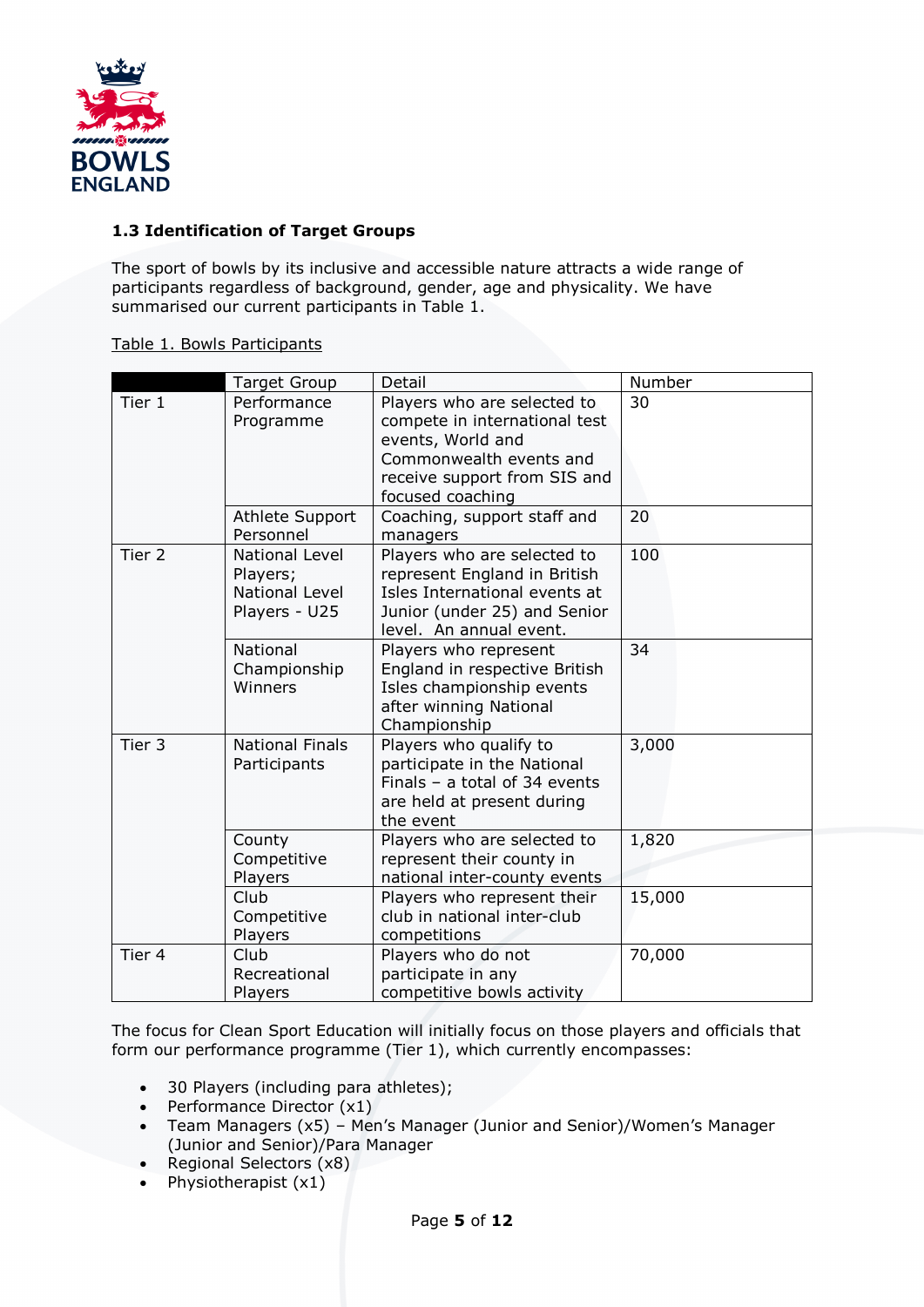### 1.3 Identification of Target Groups

The sport of bowls by its inclusive and accessible nature attracts a wide range of participants regardless of background, gender, age and physicality. We have summarised our current participants in Table 1.

Table 1. Bowls Participants

| | Target Group | Detail | Number |
|---|---|---|---|
| Tier 1 | Performance Programme | Players who are selected to compete in international test events, World and Commonwealth events and receive support from SIS and focused coaching | 30 |
| | Athlete Support Personnel | Coaching, support staff and managers | 20 |
| Tier 2 | National Level Players; National Level Players - U25 | Players who are selected to represent England in British Isles International events at Junior (under 25) and Senior level. An annual event. | 100 |
| | National Championship Winners | Players who represent England in respective British Isles championship events after winning National Championship | 34 |
| Tier 3 | National Finals Participants | Players who qualify to participate in the National Finals – a total of 34 events are held at present during the event | 3,000 |
| | County Competitive Players | Players who are selected to represent their county in national inter-county events | 1,820 |
| | Club Competitive Players | Players who represent their club in national inter-club competitions | 15,000 |
| Tier 4 | Club Recreational Players | Players who do not participate in any competitive bowls activity | 70,000 |

The focus for Clean Sport Education will initially focus on those players and officials that form our performance programme (Tier 1), which currently encompasses:

- 30 Players (including para athletes);
- Performance Director (x1)
- Team Managers (x5) – Men's Manager (Junior and Senior)/Women's Manager (Junior and Senior)/Para Manager
- Regional Selectors (x8)
- Physiotherapist (x1)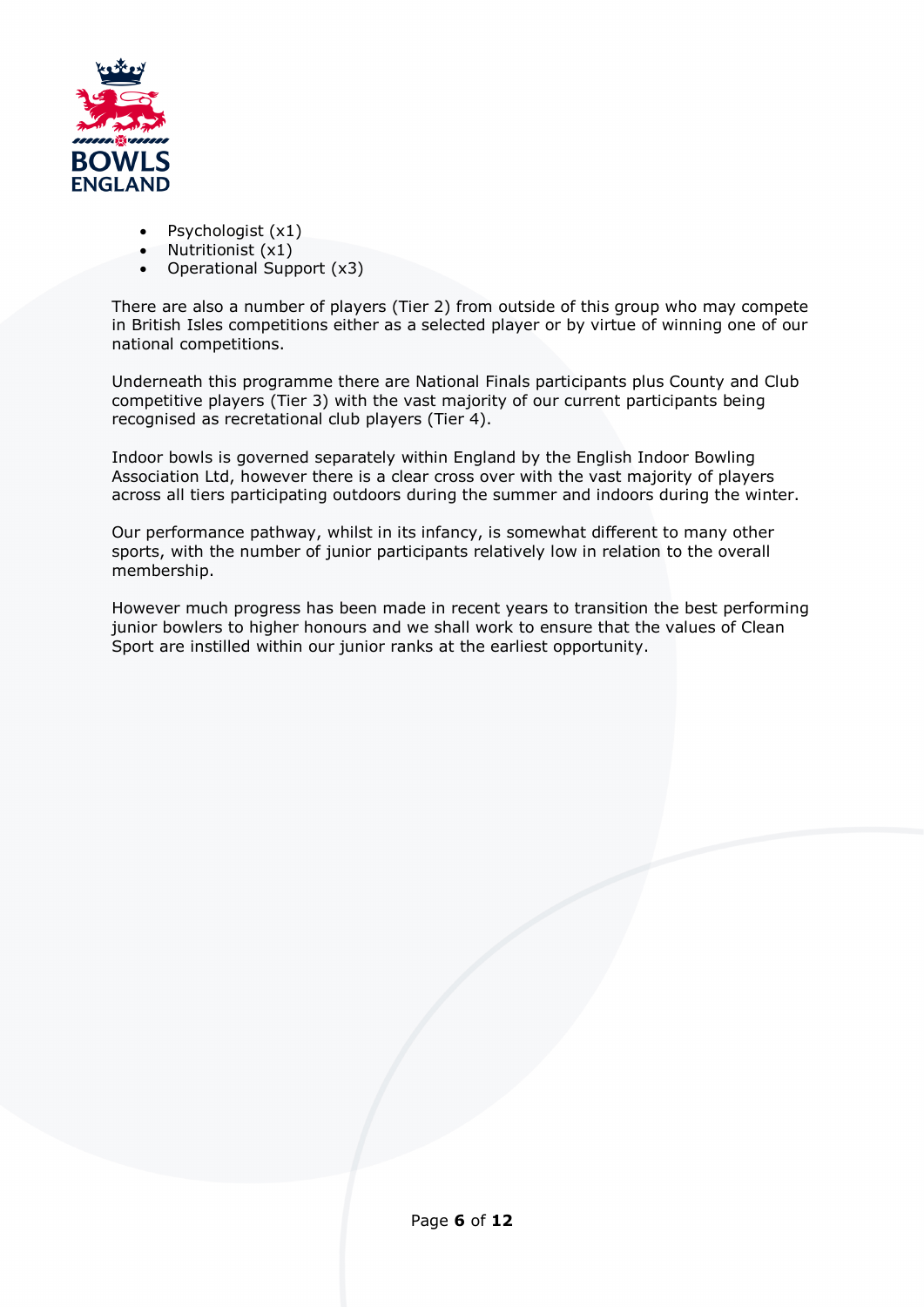- Psychologist (x1)
- Nutritionist (x1)
- Operational Support (x3)

There are also a number of players (Tier 2) from outside of this group who may compete in British Isles competitions either as a selected player or by virtue of winning one of our national competitions.

Underneath this programme there are National Finals participants plus County and Club competitive players (Tier 3) with the vast majority of our current participants being recognised as recretational club players (Tier 4).

Indoor bowls is governed separately within England by the English Indoor Bowling Association Ltd, however there is a clear cross over with the vast majority of players across all tiers participating outdoors during the summer and indoors during the winter.

Our performance pathway, whilst in its infancy, is somewhat different to many other sports, with the number of junior participants relatively low in relation to the overall membership.

However much progress has been made in recent years to transition the best performing junior bowlers to higher honours and we shall work to ensure that the values of Clean Sport are instilled within our junior ranks at the earliest opportunity.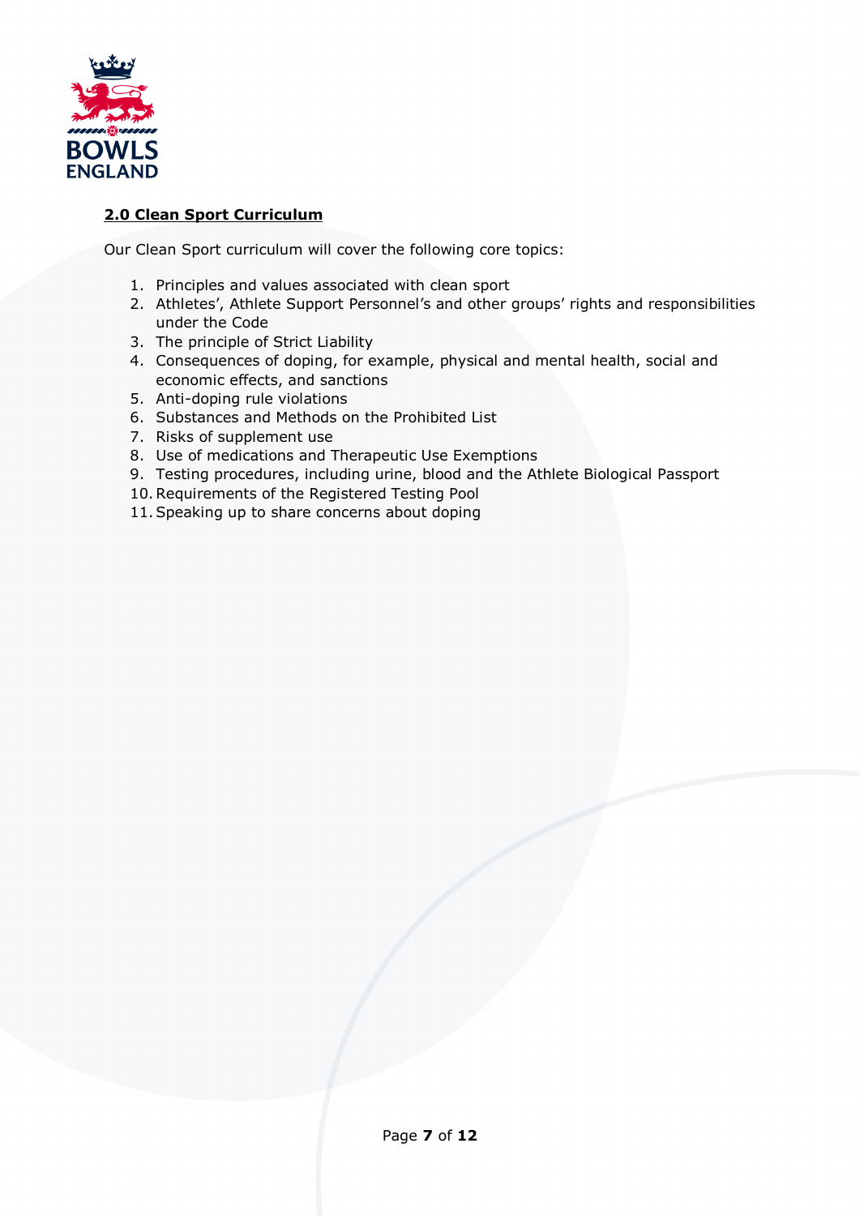## **2.0 Clean Sport Curriculum**

Our Clean Sport curriculum will cover the following core topics:

1. Principles and values associated with clean sport
2. Athletes', Athlete Support Personnel's and other groups' rights and responsibilities under the Code
3. The principle of Strict Liability
4. Consequences of doping, for example, physical and mental health, social and economic effects, and sanctions
5. Anti-doping rule violations
6. Substances and Methods on the Prohibited List
7. Risks of supplement use
8. Use of medications and Therapeutic Use Exemptions
9. Testing procedures, including urine, blood and the Athlete Biological Passport
10. Requirements of the Registered Testing Pool
11. Speaking up to share concerns about doping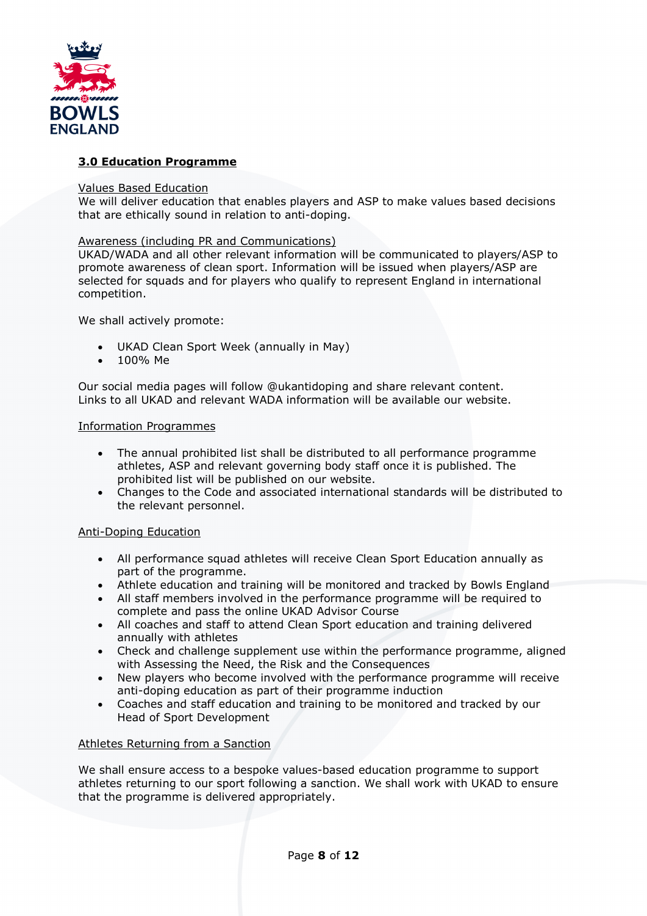## 3.0 Education Programme

Values Based Education

We will deliver education that enables players and ASP to make values based decisions that are ethically sound in relation to anti-doping.

Awareness (including PR and Communications)

UKAD/WADA and all other relevant information will be communicated to players/ASP to promote awareness of clean sport. Information will be issued when players/ASP are selected for squads and for players who qualify to represent England in international competition.

We shall actively promote:

- UKAD Clean Sport Week (annually in May)
- 100% Me

Our social media pages will follow @ukantidoping and share relevant content. Links to all UKAD and relevant WADA information will be available our website.

Information Programmes

- The annual prohibited list shall be distributed to all performance programme athletes, ASP and relevant governing body staff once it is published. The prohibited list will be published on our website.
- Changes to the Code and associated international standards will be distributed to the relevant personnel.

Anti-Doping Education

- All performance squad athletes will receive Clean Sport Education annually as part of the programme.
- Athlete education and training will be monitored and tracked by Bowls England
- All staff members involved in the performance programme will be required to complete and pass the online UKAD Advisor Course
- All coaches and staff to attend Clean Sport education and training delivered annually with athletes
- Check and challenge supplement use within the performance programme, aligned with Assessing the Need, the Risk and the Consequences
- New players who become involved with the performance programme will receive anti-doping education as part of their programme induction
- Coaches and staff education and training to be monitored and tracked by our Head of Sport Development

Athletes Returning from a Sanction

We shall ensure access to a bespoke values-based education programme to support athletes returning to our sport following a sanction. We shall work with UKAD to ensure that the programme is delivered appropriately.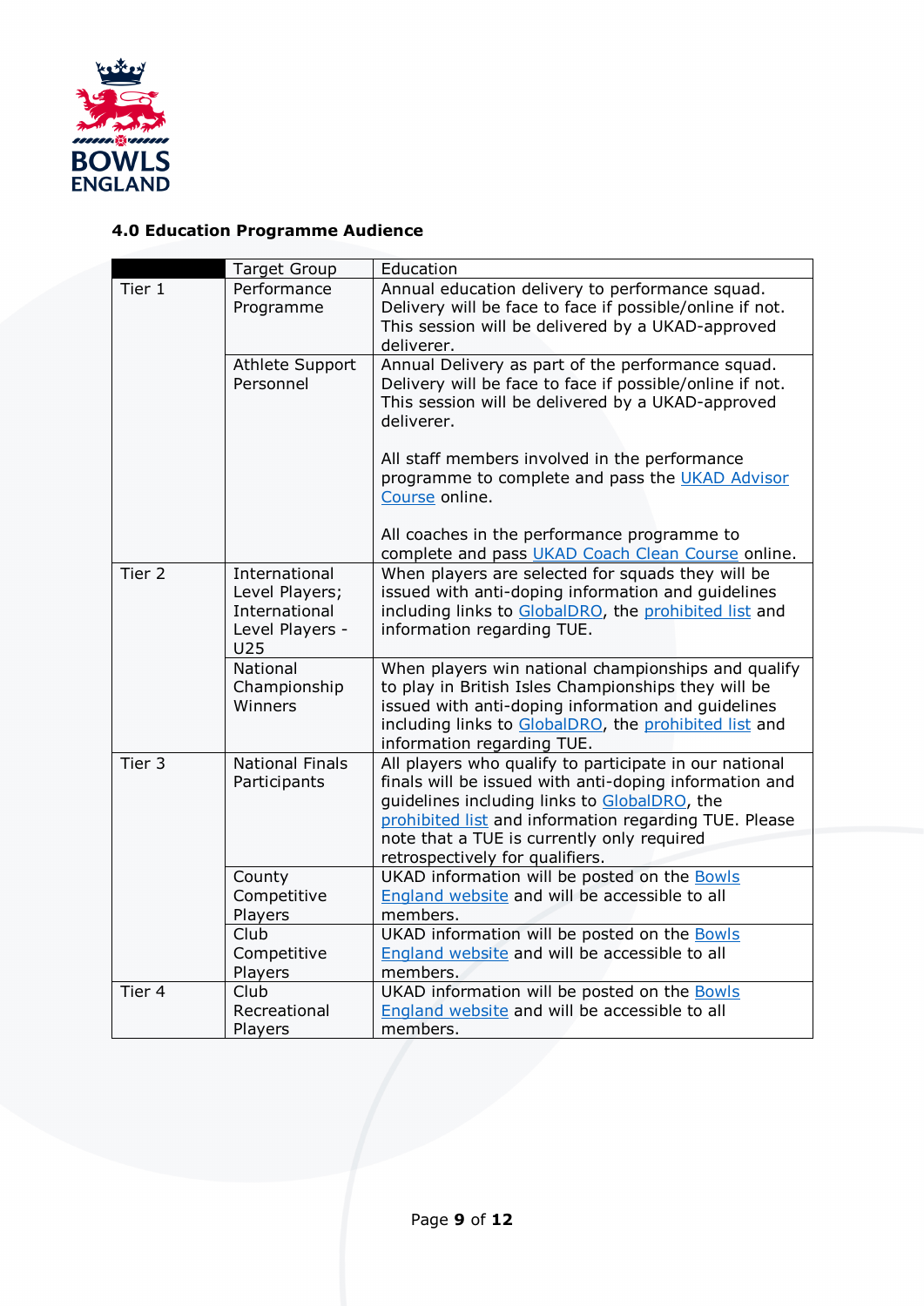### 4.0 Education Programme Audience

| | Target Group | Education |
|---|---|---|
| Tier 1 | Performance Programme | Annual education delivery to performance squad. Delivery will be face to face if possible/online if not. This session will be delivered by a UKAD-approved deliverer. |
| | Athlete Support Personnel | Annual Delivery as part of the performance squad. Delivery will be face to face if possible/online if not. This session will be delivered by a UKAD-approved deliverer.<br><br>All staff members involved in the performance programme to complete and pass the UKAD Advisor Course online.<br><br>All coaches in the performance programme to complete and pass UKAD Coach Clean Course online. |
| Tier 2 | International Level Players; International Level Players - U25 | When players are selected for squads they will be issued with anti-doping information and guidelines including links to GlobalDRO, the prohibited list and information regarding TUE. |
| | National Championship Winners | When players win national championships and qualify to play in British Isles Championships they will be issued with anti-doping information and guidelines including links to GlobalDRO, the prohibited list and information regarding TUE. |
| Tier 3 | National Finals Participants | All players who qualify to participate in our national finals will be issued with anti-doping information and guidelines including links to GlobalDRO, the prohibited list and information regarding TUE. Please note that a TUE is currently only required retrospectively for qualifiers. |
| | County Competitive Players | UKAD information will be posted on the Bowls England website and will be accessible to all members. |
| | Club Competitive Players | UKAD information will be posted on the Bowls England website and will be accessible to all members. |
| Tier 4 | Club Recreational Players | UKAD information will be posted on the Bowls England website and will be accessible to all members. |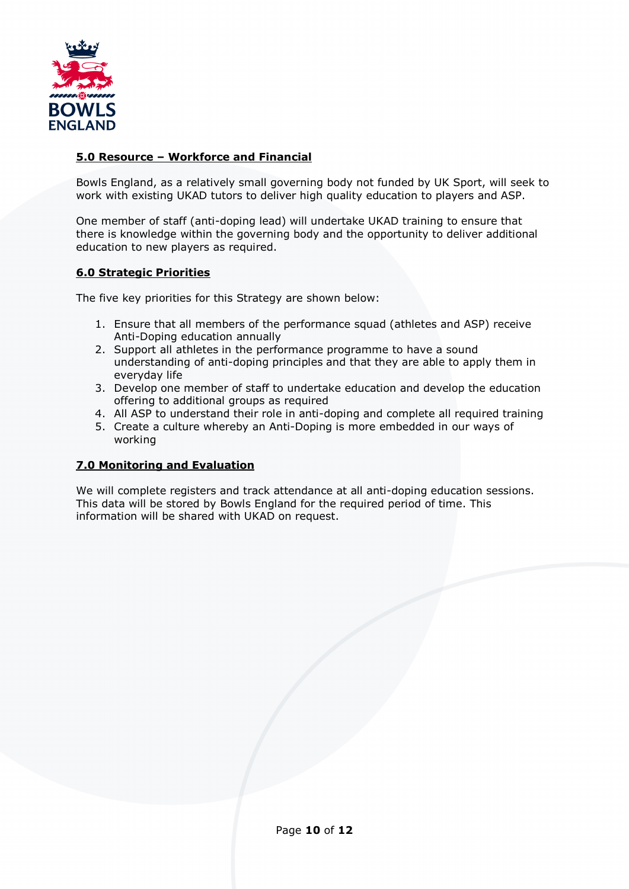## 5.0 Resource – Workforce and Financial

Bowls England, as a relatively small governing body not funded by UK Sport, will seek to work with existing UKAD tutors to deliver high quality education to players and ASP.

One member of staff (anti-doping lead) will undertake UKAD training to ensure that there is knowledge within the governing body and the opportunity to deliver additional education to new players as required.

## 6.0 Strategic Priorities

The five key priorities for this Strategy are shown below:

1. Ensure that all members of the performance squad (athletes and ASP) receive Anti-Doping education annually
2. Support all athletes in the performance programme to have a sound understanding of anti-doping principles and that they are able to apply them in everyday life
3. Develop one member of staff to undertake education and develop the education offering to additional groups as required
4. All ASP to understand their role in anti-doping and complete all required training
5. Create a culture whereby an Anti-Doping is more embedded in our ways of working

## 7.0 Monitoring and Evaluation

We will complete registers and track attendance at all anti-doping education sessions. This data will be stored by Bowls England for the required period of time. This information will be shared with UKAD on request.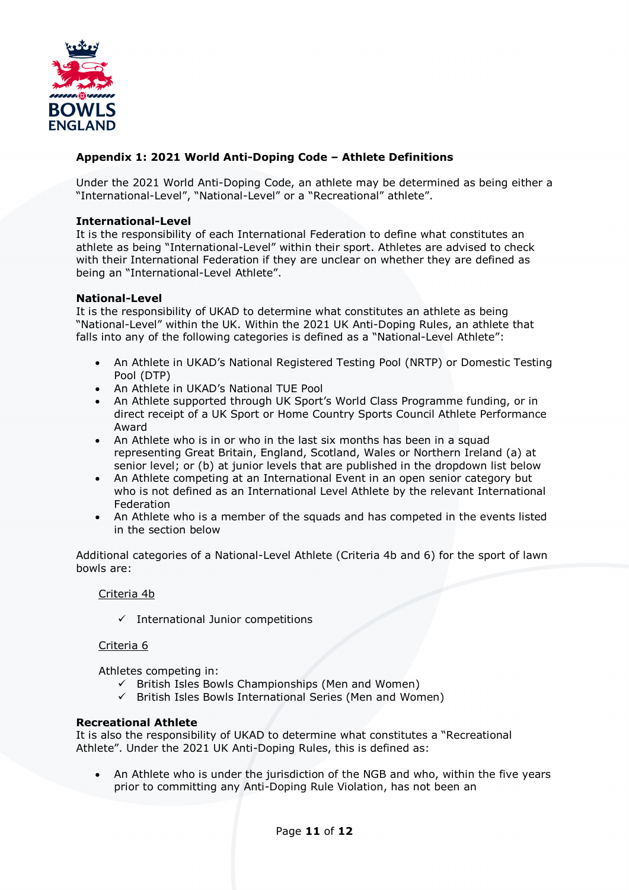## Appendix 1: 2021 World Anti-Doping Code – Athlete Definitions

Under the 2021 World Anti-Doping Code, an athlete may be determined as being either a "International-Level", "National-Level" or a "Recreational" athlete".

### International-Level

It is the responsibility of each International Federation to define what constitutes an athlete as being "International-Level" within their sport. Athletes are advised to check with their International Federation if they are unclear on whether they are defined as being an "International-Level Athlete".

### National-Level

It is the responsibility of UKAD to determine what constitutes an athlete as being "National-Level" within the UK. Within the 2021 UK Anti-Doping Rules, an athlete that falls into any of the following categories is defined as a "National-Level Athlete":

- An Athlete in UKAD's National Registered Testing Pool (NRTP) or Domestic Testing Pool (DTP)
- An Athlete in UKAD's National TUE Pool
- An Athlete supported through UK Sport's World Class Programme funding, or in direct receipt of a UK Sport or Home Country Sports Council Athlete Performance Award
- An Athlete who is in or who in the last six months has been in a squad representing Great Britain, England, Scotland, Wales or Northern Ireland (a) at senior level; or (b) at junior levels that are published in the dropdown list below
- An Athlete competing at an International Event in an open senior category but who is not defined as an International Level Athlete by the relevant International Federation
- An Athlete who is a member of the squads and has competed in the events listed in the section below

Additional categories of a National-Level Athlete (Criteria 4b and 6) for the sport of lawn bowls are:

Criteria 4b

- ✓ International Junior competitions

Criteria 6

Athletes competing in:

- ✓ British Isles Bowls Championships (Men and Women)
- ✓ British Isles Bowls International Series (Men and Women)

### Recreational Athlete

It is also the responsibility of UKAD to determine what constitutes a "Recreational Athlete". Under the 2021 UK Anti-Doping Rules, this is defined as:

- An Athlete who is under the jurisdiction of the NGB and who, within the five years prior to committing any Anti-Doping Rule Violation, has not been an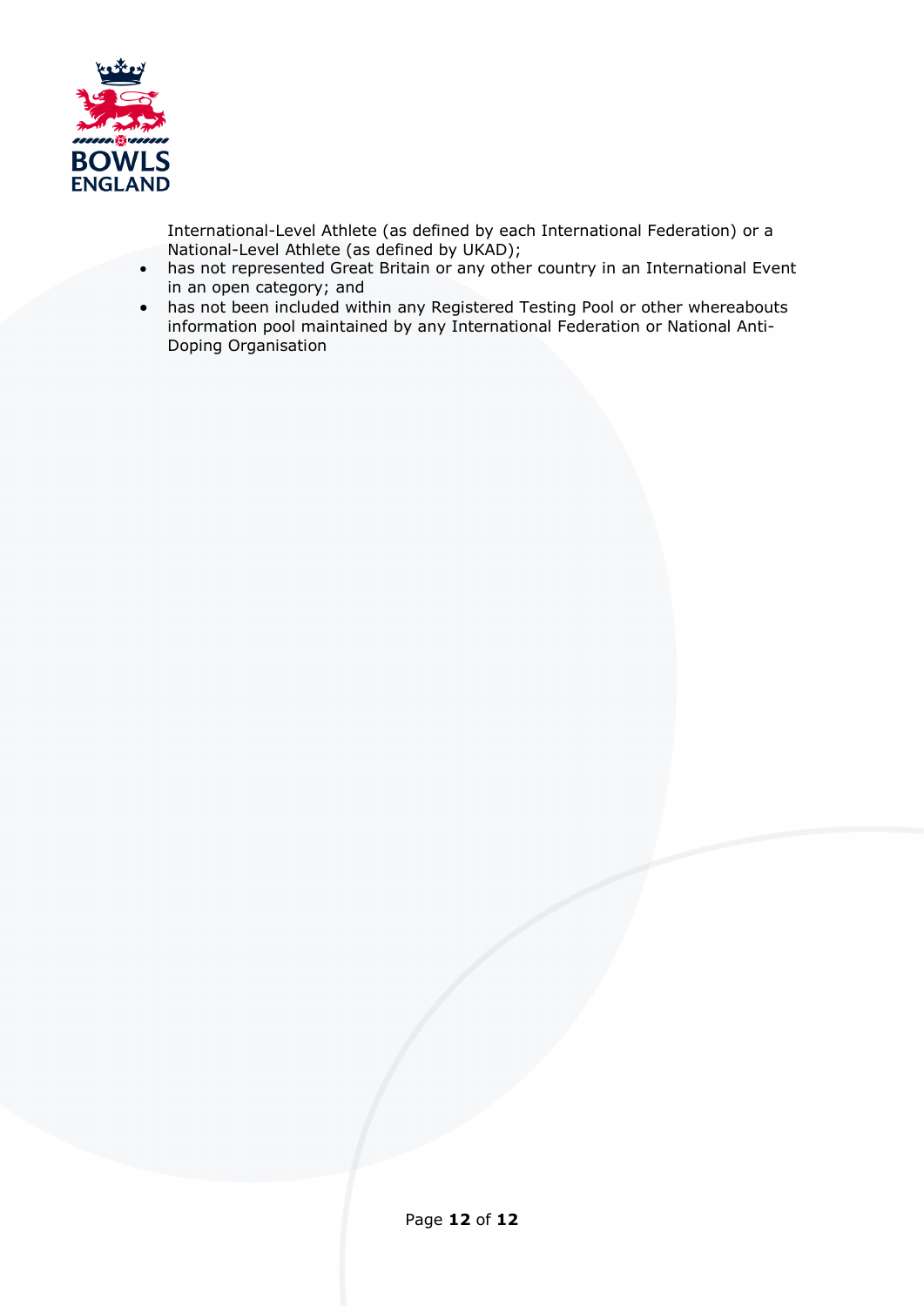International-Level Athlete (as defined by each International Federation) or a National-Level Athlete (as defined by UKAD);

- has not represented Great Britain or any other country in an International Event in an open category; and
- has not been included within any Registered Testing Pool or other whereabouts information pool maintained by any International Federation or National Anti-Doping Organisation